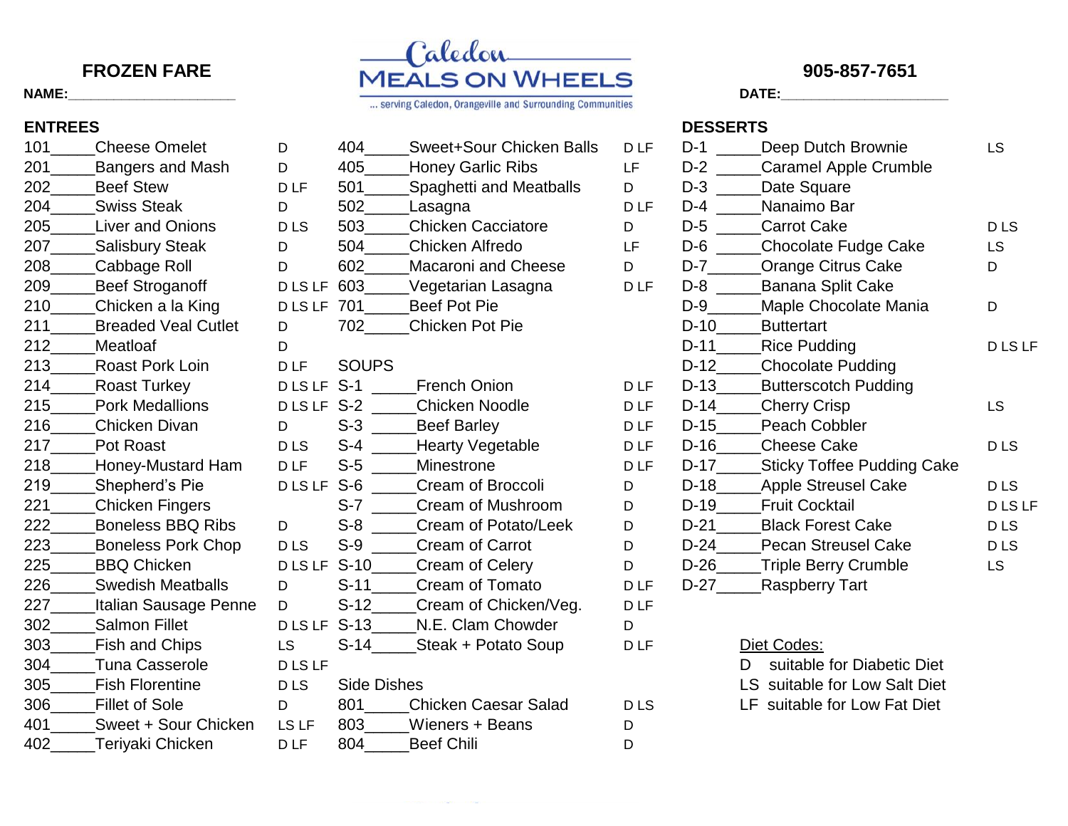# FROZEN FARE

**Caledon MEALS ON WHEELS**
... serving Caledon, Orangeville and Surrounding Communities

**905-857-7651**

**NAME:**______________________

**DATE:**______________________

## ENTREES

| Code | Item | Diet |
|---|---|---|
| 101_____ | Cheese Omelet | D |
| 201_____ | Bangers and Mash | D |
| 202_____ | Beef Stew | D LF |
| 204_____ | Swiss Steak | D |
| 205_____ | Liver and Onions | D LS |
| 207_____ | Salisbury Steak | D |
| 208_____ | Cabbage Roll | D |
| 209_____ | Beef Stroganoff | D LS LF |
| 210_____ | Chicken a la King | D LS LF |
| 211_____ | Breaded Veal Cutlet | D |
| 212_____ | Meatloaf | D |
| 213_____ | Roast Pork Loin | D LF |
| 214_____ | Roast Turkey | D LS LF |
| 215_____ | Pork Medallions | D LS LF |
| 216_____ | Chicken Divan | D |
| 217_____ | Pot Roast | D LS |
| 218_____ | Honey-Mustard Ham | D LF |
| 219_____ | Shepherd's Pie | D LS LF |
| 221_____ | Chicken Fingers | |
| 222_____ | Boneless BBQ Ribs | D |
| 223_____ | Boneless Pork Chop | D LS |
| 225_____ | BBQ Chicken | D LS LF |
| 226_____ | Swedish Meatballs | D |
| 227_____ | Italian Sausage Penne | D |
| 302_____ | Salmon Fillet | D LS LF |
| 303_____ | Fish and Chips | LS |
| 304_____ | Tuna Casserole | D LS LF |
| 305_____ | Fish Florentine | D LS |
| 306_____ | Fillet of Sole | D |
| 401_____ | Sweet + Sour Chicken | LS LF |
| 402_____ | Teriyaki Chicken | D LF |
| 404_____ | Sweet+Sour Chicken Balls | D LF |
| 405_____ | Honey Garlic Ribs | LF |
| 501_____ | Spaghetti and Meatballs | D |
| 502_____ | Lasagna | D LF |
| 503_____ | Chicken Cacciatore | D |
| 504_____ | Chicken Alfredo | LF |
| 602_____ | Macaroni and Cheese | D |
| 603_____ | Vegetarian Lasagna | D LF |
| 701_____ | Beef Pot Pie | |
| 702_____ | Chicken Pot Pie | |

## SOUPS

| Code | Item | Diet |
|---|---|---|
| S-1 _____ | French Onion | D LF |
| S-2 _____ | Chicken Noodle | D LF |
| S-3 _____ | Beef Barley | D LF |
| S-4 _____ | Hearty Vegetable | D LF |
| S-5 _____ | Minestrone | D LF |
| S-6 _____ | Cream of Broccoli | D |
| S-7 _____ | Cream of Mushroom | D |
| S-8 _____ | Cream of Potato/Leek | D |
| S-9 _____ | Cream of Carrot | D |
| S-10_____ | Cream of Celery | D |
| S-11_____ | Cream of Tomato | D LF |
| S-12_____ | Cream of Chicken/Veg. | D LF |
| S-13_____ | N.E. Clam Chowder | D |
| S-14_____ | Steak + Potato Soup | D LF |

## Side Dishes

| Code | Item | Diet |
|---|---|---|
| 801_____ | Chicken Caesar Salad | D LS |
| 803_____ | Wieners + Beans | D |
| 804_____ | Beef Chili | D |

## DESSERTS

| Code | Item | Diet |
|---|---|---|
| D-1 _____ | Deep Dutch Brownie | LS |
| D-2 _____ | Caramel Apple Crumble | |
| D-3 _____ | Date Square | |
| D-4 _____ | Nanaimo Bar | |
| D-5 _____ | Carrot Cake | D LS |
| D-6 _____ | Chocolate Fudge Cake | LS |
| D-7_____ | Orange Citrus Cake | D |
| D-8 _____ | Banana Split Cake | |
| D-9_____ | Maple Chocolate Mania | D |
| D-10_____ | Buttertart | |
| D-11_____ | Rice Pudding | D LS LF |
| D-12_____ | Chocolate Pudding | |
| D-13_____ | Butterscotch Pudding | |
| D-14_____ | Cherry Crisp | LS |
| D-15_____ | Peach Cobbler | |
| D-16_____ | Cheese Cake | D LS |
| D-17_____ | Sticky Toffee Pudding Cake | |
| D-18_____ | Apple Streusel Cake | D LS |
| D-19_____ | Fruit Cocktail | D LS LF |
| D-21_____ | Black Forest Cake | D LS |
| D-24_____ | Pecan Streusel Cake | D LS |
| D-26_____ | Triple Berry Crumble | LS |
| D-27_____ | Raspberry Tart | |

**Diet Codes:**

- D suitable for Diabetic Diet
- LS suitable for Low Salt Diet
- LF suitable for Low Fat Diet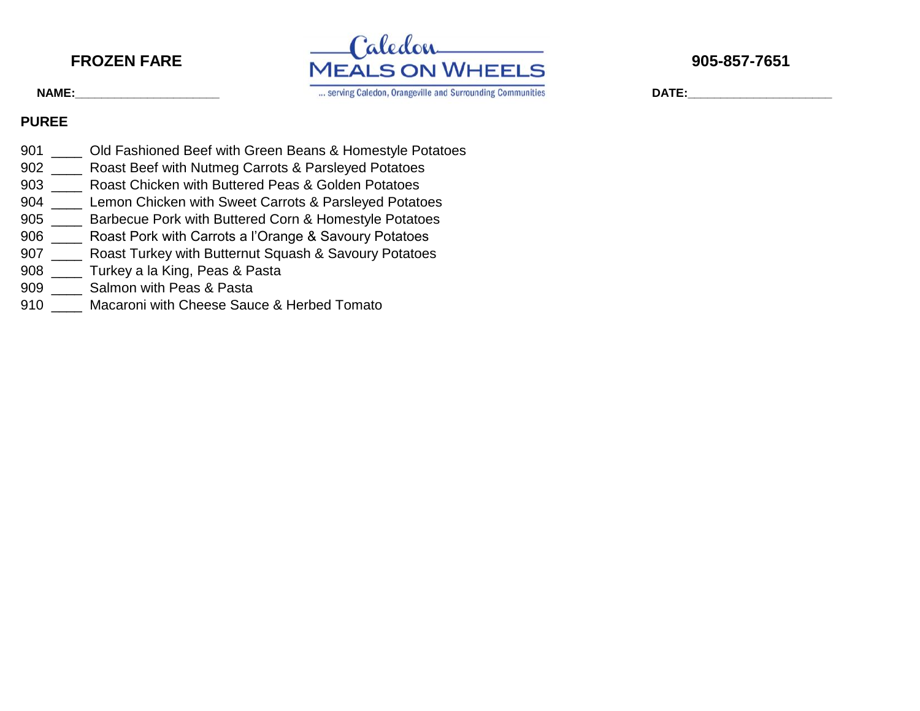**FROZEN FARE**

**Caledon MEALS ON WHEELS**
... serving Caledon, Orangeville and Surrounding Communities

**905-857-7651**

**NAME:**______________________ **DATE:**______________________

## PUREE

901 ____ Old Fashioned Beef with Green Beans & Homestyle Potatoes
902 ____ Roast Beef with Nutmeg Carrots & Parsleyed Potatoes
903 ____ Roast Chicken with Buttered Peas & Golden Potatoes
904 ____ Lemon Chicken with Sweet Carrots & Parsleyed Potatoes
905 ____ Barbecue Pork with Buttered Corn & Homestyle Potatoes
906 ____ Roast Pork with Carrots a l'Orange & Savoury Potatoes
907 ____ Roast Turkey with Butternut Squash & Savoury Potatoes
908 ____ Turkey a la King, Peas & Pasta
909 ____ Salmon with Peas & Pasta
910 ____ Macaroni with Cheese Sauce & Herbed Tomato